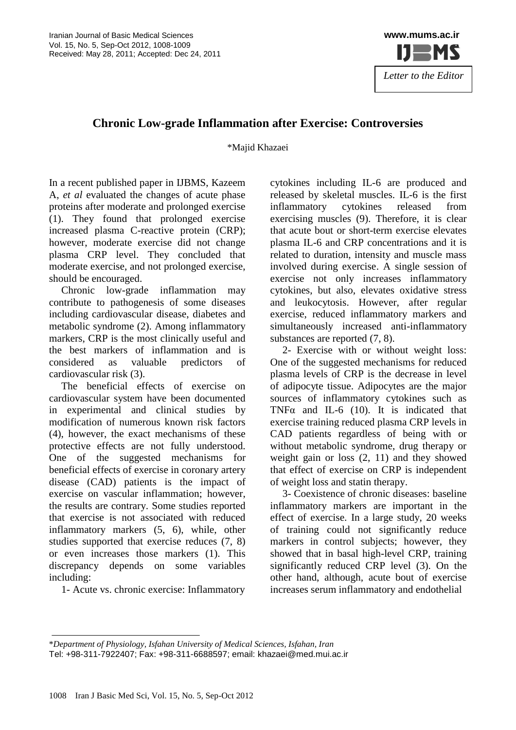*Letter to the Editor*

# Chronic Low-grade Inflammation after Exercise: Controversies

*Majid Khazaei

In a recent published paper in IJBMS, Kazeem A, *et al* evaluated the changes of acute phase proteins after moderate and prolonged exercise (1). They found that prolonged exercise increased plasma C-reactive protein (CRP); however, moderate exercise did not change plasma CRP level. They concluded that moderate exercise, and not prolonged exercise, should be encouraged.

Chronic low-grade inflammation may contribute to pathogenesis of some diseases including cardiovascular disease, diabetes and metabolic syndrome (2). Among inflammatory markers, CRP is the most clinically useful and the best markers of inflammation and is considered as valuable predictors of cardiovascular risk (3).

The beneficial effects of exercise on cardiovascular system have been documented in experimental and clinical studies by modification of numerous known risk factors (4), however, the exact mechanisms of these protective effects are not fully understood. One of the suggested mechanisms for beneficial effects of exercise in coronary artery disease (CAD) patients is the impact of exercise on vascular inflammation; however, the results are contrary. Some studies reported that exercise is not associated with reduced inflammatory markers (5, 6), while, other studies supported that exercise reduces (7, 8) or even increases those markers (1). This discrepancy depends on some variables including:

1- Acute vs. chronic exercise: Inflammatory cytokines including IL-6 are produced and released by skeletal muscles. IL-6 is the first inflammatory cytokines released from exercising muscles (9). Therefore, it is clear that acute bout or short-term exercise elevates plasma IL-6 and CRP concentrations and it is related to duration, intensity and muscle mass involved during exercise. A single session of exercise not only increases inflammatory cytokines, but also, elevates oxidative stress and leukocytosis. However, after regular exercise, reduced inflammatory markers and simultaneously increased anti-inflammatory substances are reported (7, 8).

2- Exercise with or without weight loss: One of the suggested mechanisms for reduced plasma levels of CRP is the decrease in level of adipocyte tissue. Adipocytes are the major sources of inflammatory cytokines such as TNFα and IL-6 (10). It is indicated that exercise training reduced plasma CRP levels in CAD patients regardless of being with or without metabolic syndrome, drug therapy or weight gain or loss (2, 11) and they showed that effect of exercise on CRP is independent of weight loss and statin therapy.

3- Coexistence of chronic diseases: baseline inflammatory markers are important in the effect of exercise. In a large study, 20 weeks of training could not significantly reduce markers in control subjects; however, they showed that in basal high-level CRP, training significantly reduced CRP level (3). On the other hand, although, acute bout of exercise increases serum inflammatory and endothelial

*Department of Physiology, Isfahan University of Medical Sciences, Isfahan, Iran
Tel: +98-311-7922407; Fax: +98-311-6688597; email: khazaei@med.mui.ac.ir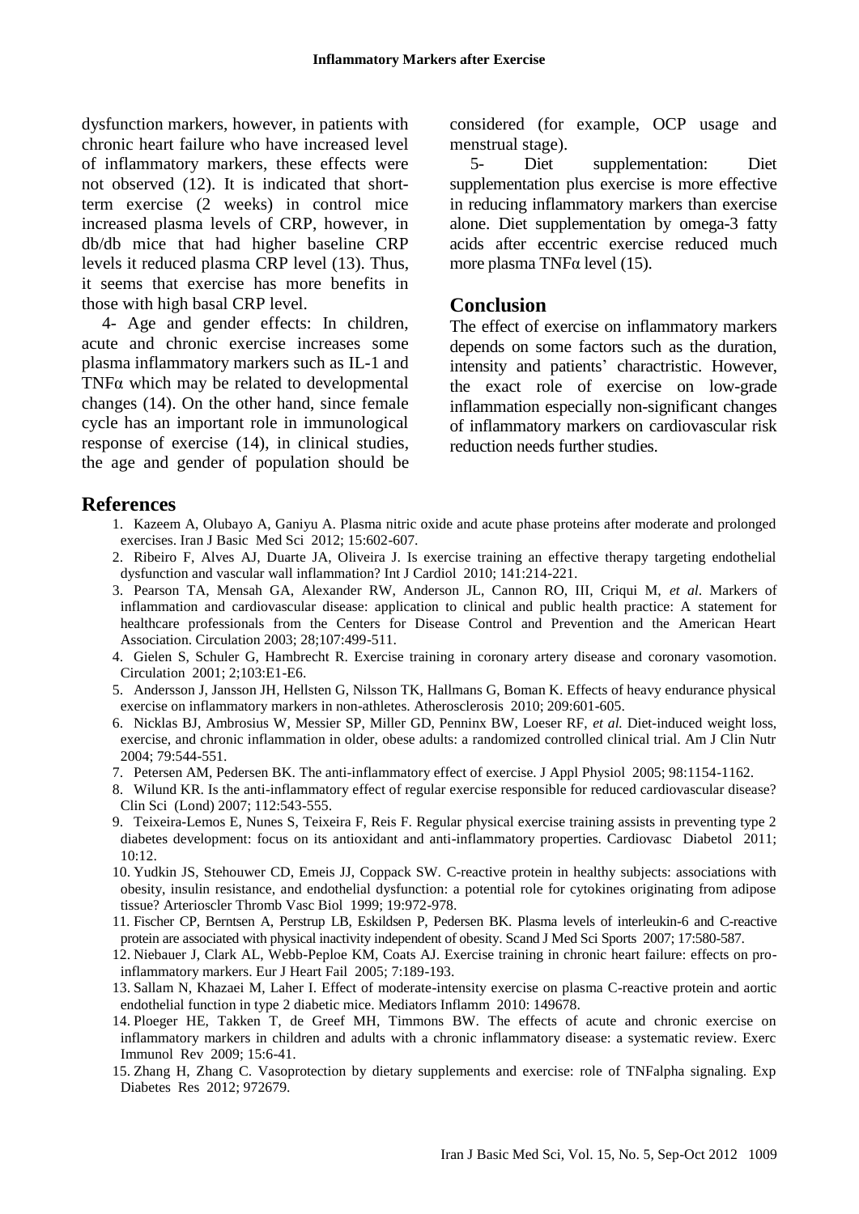dysfunction markers, however, in patients with chronic heart failure who have increased level of inflammatory markers, these effects were not observed (12). It is indicated that short-term exercise (2 weeks) in control mice increased plasma levels of CRP, however, in db/db mice that had higher baseline CRP levels it reduced plasma CRP level (13). Thus, it seems that exercise has more benefits in those with high basal CRP level.

4- Age and gender effects: In children, acute and chronic exercise increases some plasma inflammatory markers such as IL-1 and TNFα which may be related to developmental changes (14). On the other hand, since female cycle has an important role in immunological response of exercise (14), in clinical studies, the age and gender of population should be considered (for example, OCP usage and menstrual stage).

5- Diet supplementation: Diet supplementation plus exercise is more effective in reducing inflammatory markers than exercise alone. Diet supplementation by omega-3 fatty acids after eccentric exercise reduced much more plasma TNFα level (15).

## Conclusion

The effect of exercise on inflammatory markers depends on some factors such as the duration, intensity and patients' charactristic. However, the exact role of exercise on low-grade inflammation especially non-significant changes of inflammatory markers on cardiovascular risk reduction needs further studies.

## References

1. Kazeem A, Olubayo A, Ganiyu A. Plasma nitric oxide and acute phase proteins after moderate and prolonged exercises. Iran J Basic Med Sci 2012; 15:602-607.
2. Ribeiro F, Alves AJ, Duarte JA, Oliveira J. Is exercise training an effective therapy targeting endothelial dysfunction and vascular wall inflammation? Int J Cardiol 2010; 141:214-221.
3. Pearson TA, Mensah GA, Alexander RW, Anderson JL, Cannon RO, III, Criqui M, *et al*. Markers of inflammation and cardiovascular disease: application to clinical and public health practice: A statement for healthcare professionals from the Centers for Disease Control and Prevention and the American Heart Association. Circulation 2003; 28;107:499-511.
4. Gielen S, Schuler G, Hambrecht R. Exercise training in coronary artery disease and coronary vasomotion. Circulation 2001; 2;103:E1-E6.
5. Andersson J, Jansson JH, Hellsten G, Nilsson TK, Hallmans G, Boman K. Effects of heavy endurance physical exercise on inflammatory markers in non-athletes. Atherosclerosis 2010; 209:601-605.
6. Nicklas BJ, Ambrosius W, Messier SP, Miller GD, Penninx BW, Loeser RF, *et al.* Diet-induced weight loss, exercise, and chronic inflammation in older, obese adults: a randomized controlled clinical trial. Am J Clin Nutr 2004; 79:544-551.
7. Petersen AM, Pedersen BK. The anti-inflammatory effect of exercise. J Appl Physiol 2005; 98:1154-1162.
8. Wilund KR. Is the anti-inflammatory effect of regular exercise responsible for reduced cardiovascular disease? Clin Sci (Lond) 2007; 112:543-555.
9. Teixeira-Lemos E, Nunes S, Teixeira F, Reis F. Regular physical exercise training assists in preventing type 2 diabetes development: focus on its antioxidant and anti-inflammatory properties. Cardiovasc Diabetol 2011; 10:12.
10. Yudkin JS, Stehouwer CD, Emeis JJ, Coppack SW. C-reactive protein in healthy subjects: associations with obesity, insulin resistance, and endothelial dysfunction: a potential role for cytokines originating from adipose tissue? Arterioscler Thromb Vasc Biol 1999; 19:972-978.
11. Fischer CP, Berntsen A, Perstrup LB, Eskildsen P, Pedersen BK. Plasma levels of interleukin-6 and C-reactive protein are associated with physical inactivity independent of obesity. Scand J Med Sci Sports 2007; 17:580-587.
12. Niebauer J, Clark AL, Webb-Peploe KM, Coats AJ. Exercise training in chronic heart failure: effects on pro-inflammatory markers. Eur J Heart Fail 2005; 7:189-193.
13. Sallam N, Khazaei M, Laher I. Effect of moderate-intensity exercise on plasma C-reactive protein and aortic endothelial function in type 2 diabetic mice. Mediators Inflamm 2010: 149678.
14. Ploeger HE, Takken T, de Greef MH, Timmons BW. The effects of acute and chronic exercise on inflammatory markers in children and adults with a chronic inflammatory disease: a systematic review. Exerc Immunol Rev 2009; 15:6-41.
15. Zhang H, Zhang C. Vasoprotection by dietary supplements and exercise: role of TNFalpha signaling. Exp Diabetes Res 2012; 972679.